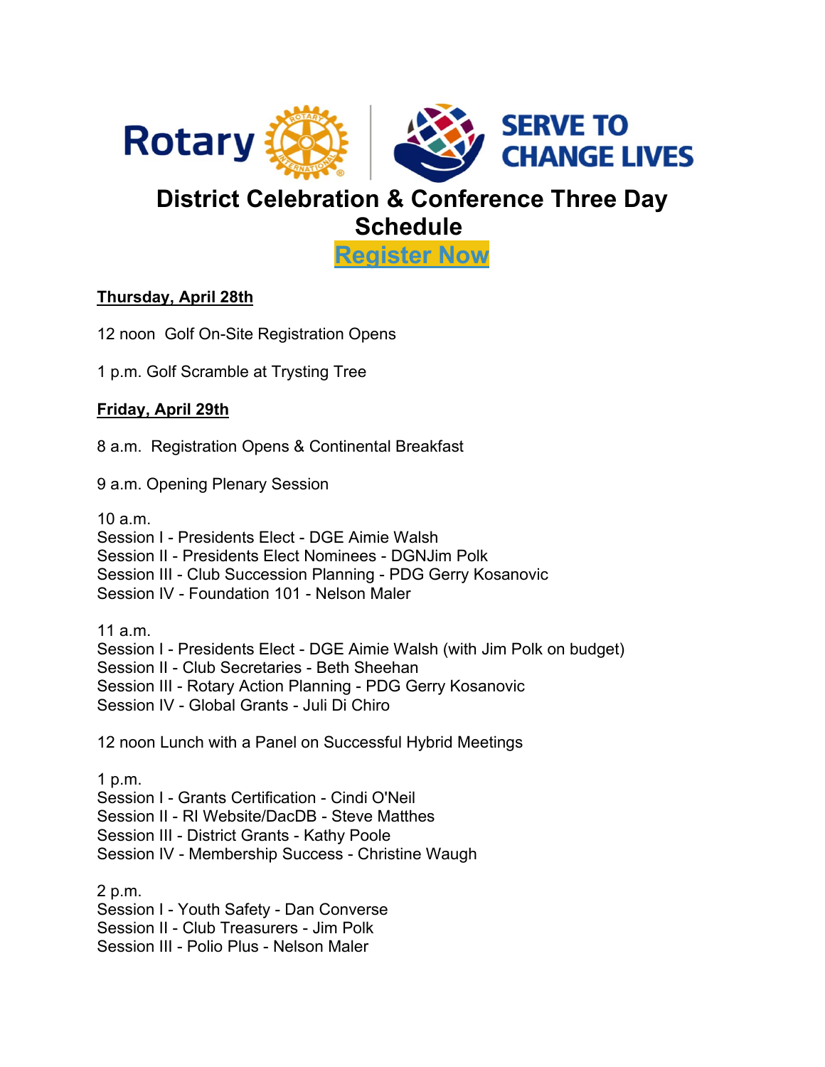Rotary | SERVE TO CHANGE LIVES

# District Celebration & Conference Three Day Schedule

**Register Now**

**Thursday, April 28th**

12 noon Golf On-Site Registration Opens

1 p.m. Golf Scramble at Trysting Tree

**Friday, April 29th**

8 a.m. Registration Opens & Continental Breakfast

9 a.m. Opening Plenary Session

10 a.m.
Session I - Presidents Elect - DGE Aimie Walsh
Session II - Presidents Elect Nominees - DGNJim Polk
Session III - Club Succession Planning - PDG Gerry Kosanovic
Session IV - Foundation 101 - Nelson Maler

11 a.m.
Session I - Presidents Elect - DGE Aimie Walsh (with Jim Polk on budget)
Session II - Club Secretaries - Beth Sheehan
Session III - Rotary Action Planning - PDG Gerry Kosanovic
Session IV - Global Grants - Juli Di Chiro

12 noon Lunch with a Panel on Successful Hybrid Meetings

1 p.m.
Session I - Grants Certification - Cindi O'Neil
Session II - RI Website/DacDB - Steve Matthes
Session III - District Grants - Kathy Poole
Session IV - Membership Success - Christine Waugh

2 p.m.
Session I - Youth Safety - Dan Converse
Session II - Club Treasurers - Jim Polk
Session III - Polio Plus - Nelson Maler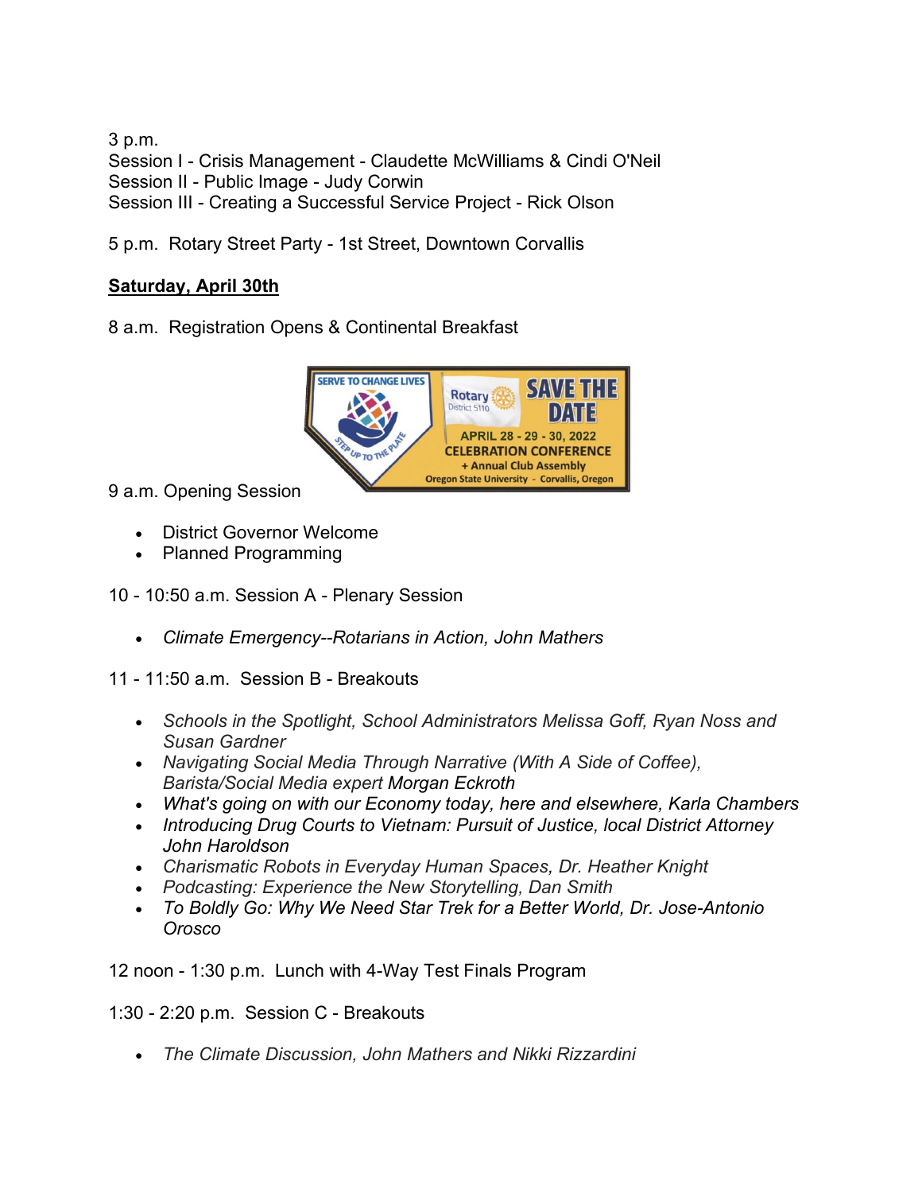3 p.m.
Session I - Crisis Management - Claudette McWilliams & Cindi O'Neil
Session II - Public Image - Judy Corwin
Session III - Creating a Successful Service Project - Rick Olson

5 p.m.  Rotary Street Party - 1st Street, Downtown Corvallis

**Saturday, April 30th**

8 a.m.  Registration Opens & Continental Breakfast

9 a.m. Opening Session

- District Governor Welcome
- Planned Programming

10 - 10:50 a.m. Session A - Plenary Session

- *Climate Emergency--Rotarians in Action, John Mathers*

11 - 11:50 a.m.  Session B - Breakouts

- *Schools in the Spotlight, School Administrators Melissa Goff, Ryan Noss and Susan Gardner*
- *Navigating Social Media Through Narrative (With A Side of Coffee), Barista/Social Media expert* Morgan Eckroth
- *What's going on with our Economy today, here and elsewhere, Karla Chambers*
- *Introducing Drug Courts to Vietnam: Pursuit of Justice, local District Attorney John Haroldson*
- *Charismatic Robots in Everyday Human Spaces, Dr. Heather Knight*
- *Podcasting: Experience the New Storytelling, Dan Smith*
- *To Boldly Go: Why We Need Star Trek for a Better World, Dr. Jose-Antonio Orosco*

12 noon - 1:30 p.m.  Lunch with 4-Way Test Finals Program

1:30 - 2:20 p.m.  Session C - Breakouts

- *The Climate Discussion, John Mathers and Nikki Rizzardini*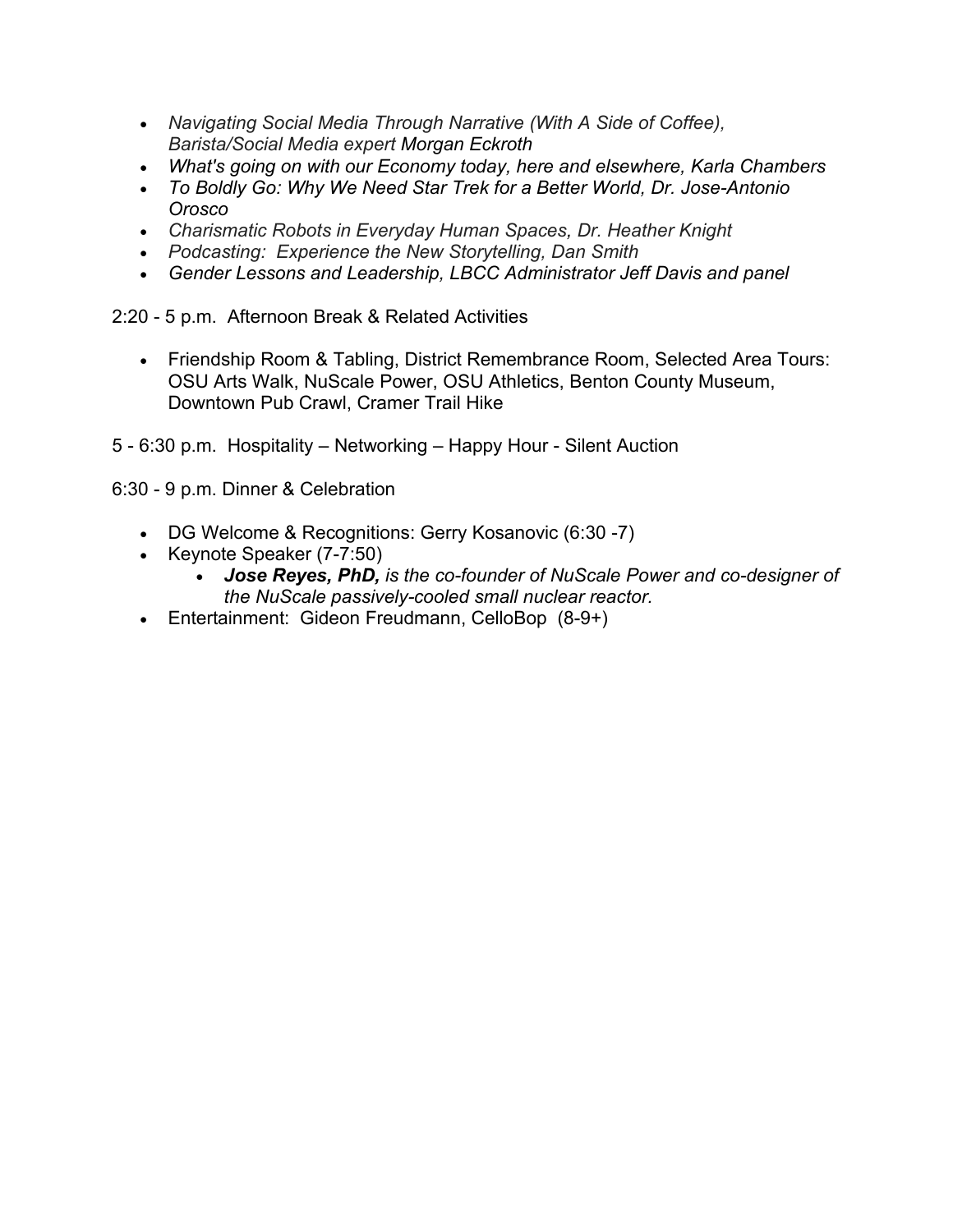- *Navigating Social Media Through Narrative (With A Side of Coffee), Barista/Social Media expert Morgan Eckroth*
- *What's going on with our Economy today, here and elsewhere, Karla Chambers*
- *To Boldly Go: Why We Need Star Trek for a Better World, Dr. Jose-Antonio Orosco*
- *Charismatic Robots in Everyday Human Spaces, Dr. Heather Knight*
- *Podcasting: Experience the New Storytelling, Dan Smith*
- *Gender Lessons and Leadership, LBCC Administrator Jeff Davis and panel*

2:20 - 5 p.m. Afternoon Break & Related Activities

- Friendship Room & Tabling, District Remembrance Room, Selected Area Tours: OSU Arts Walk, NuScale Power, OSU Athletics, Benton County Museum, Downtown Pub Crawl, Cramer Trail Hike

5 - 6:30 p.m. Hospitality – Networking – Happy Hour - Silent Auction

6:30 - 9 p.m. Dinner & Celebration

- DG Welcome & Recognitions: Gerry Kosanovic (6:30 -7)
- Keynote Speaker (7-7:50)
  - ***Jose Reyes, PhD,** is the co-founder of NuScale Power and co-designer of the NuScale passively-cooled small nuclear reactor.*
- Entertainment: Gideon Freudmann, CelloBop (8-9+)